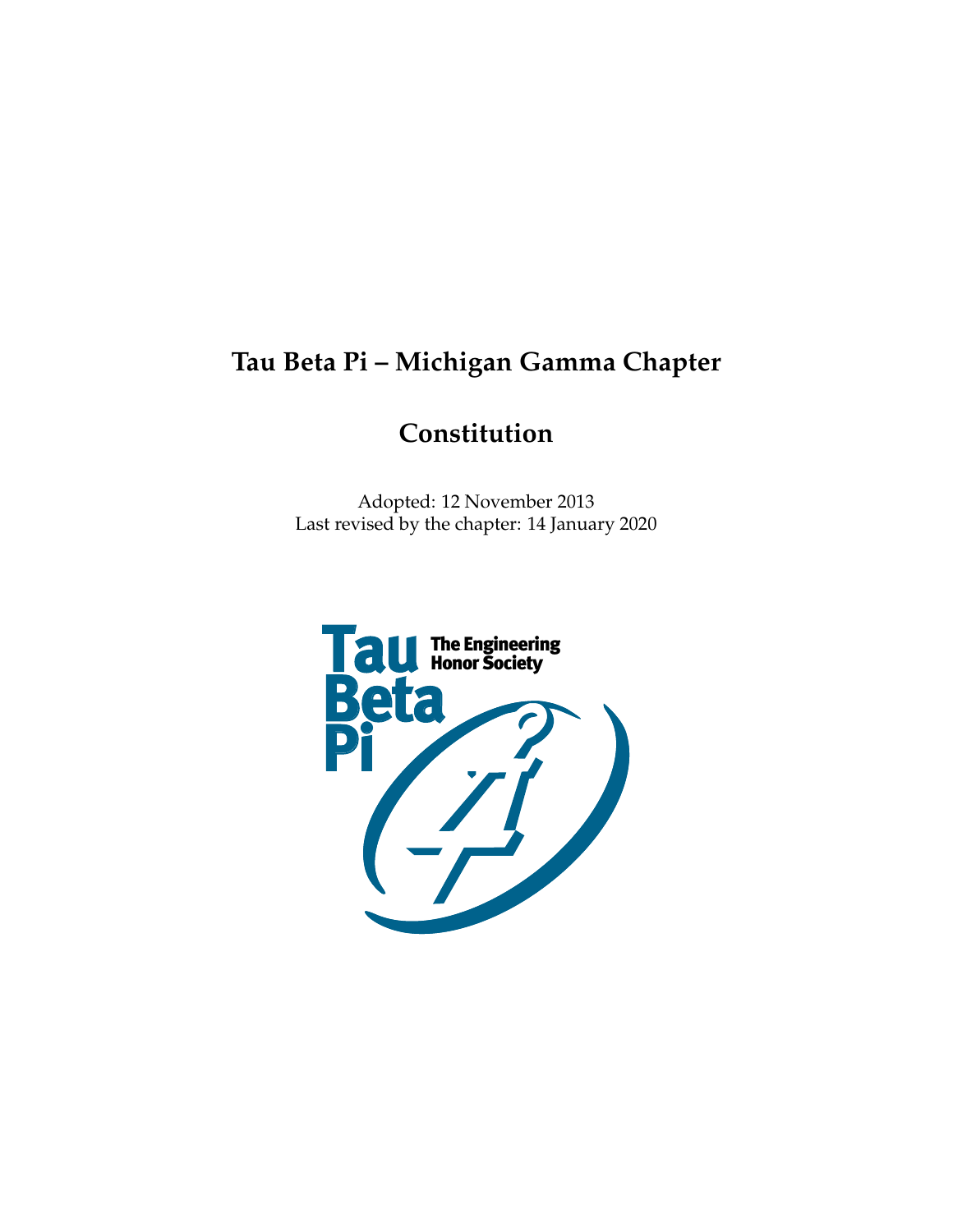# Tau Beta Pi – Michigan Gamma Chapter

## Constitution

Adopted: 12 November 2013
Last revised by the chapter: 14 January 2020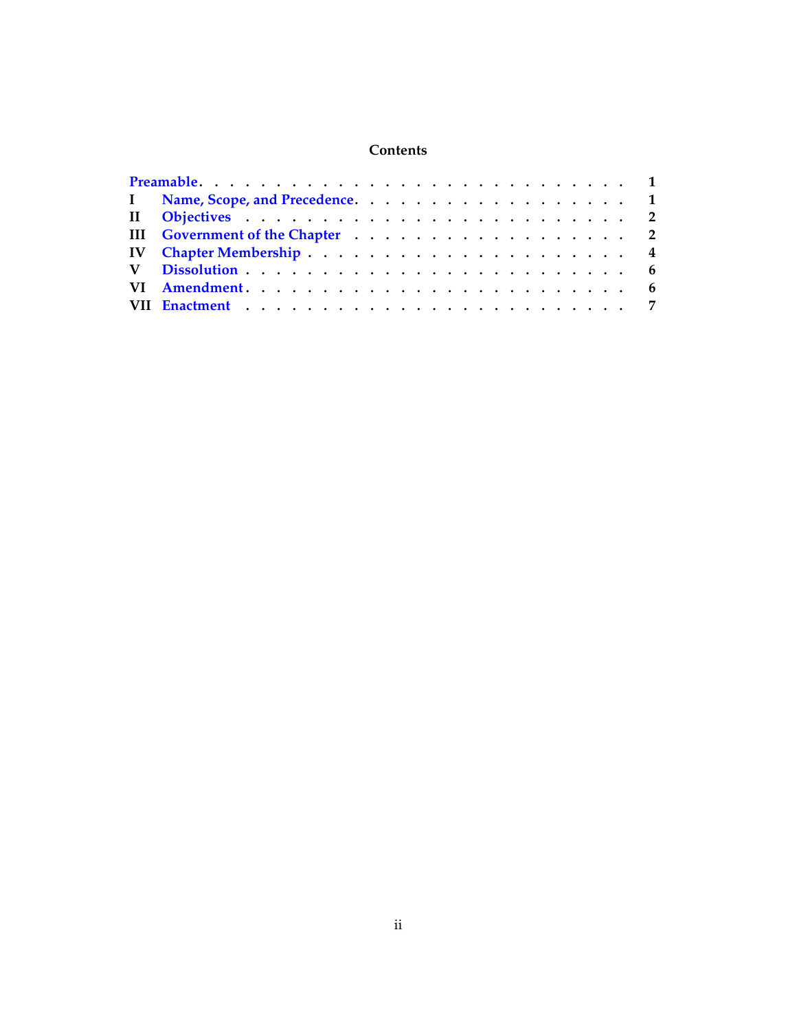## Contents

| | | |
|---|---|---|
| Preamble | | 1 |
| I | Name, Scope, and Precedence | 1 |
| II | Objectives | 2 |
| III | Government of the Chapter | 2 |
| IV | Chapter Membership | 4 |
| V | Dissolution | 6 |
| VI | Amendment | 6 |
| VII | Enactment | 7 |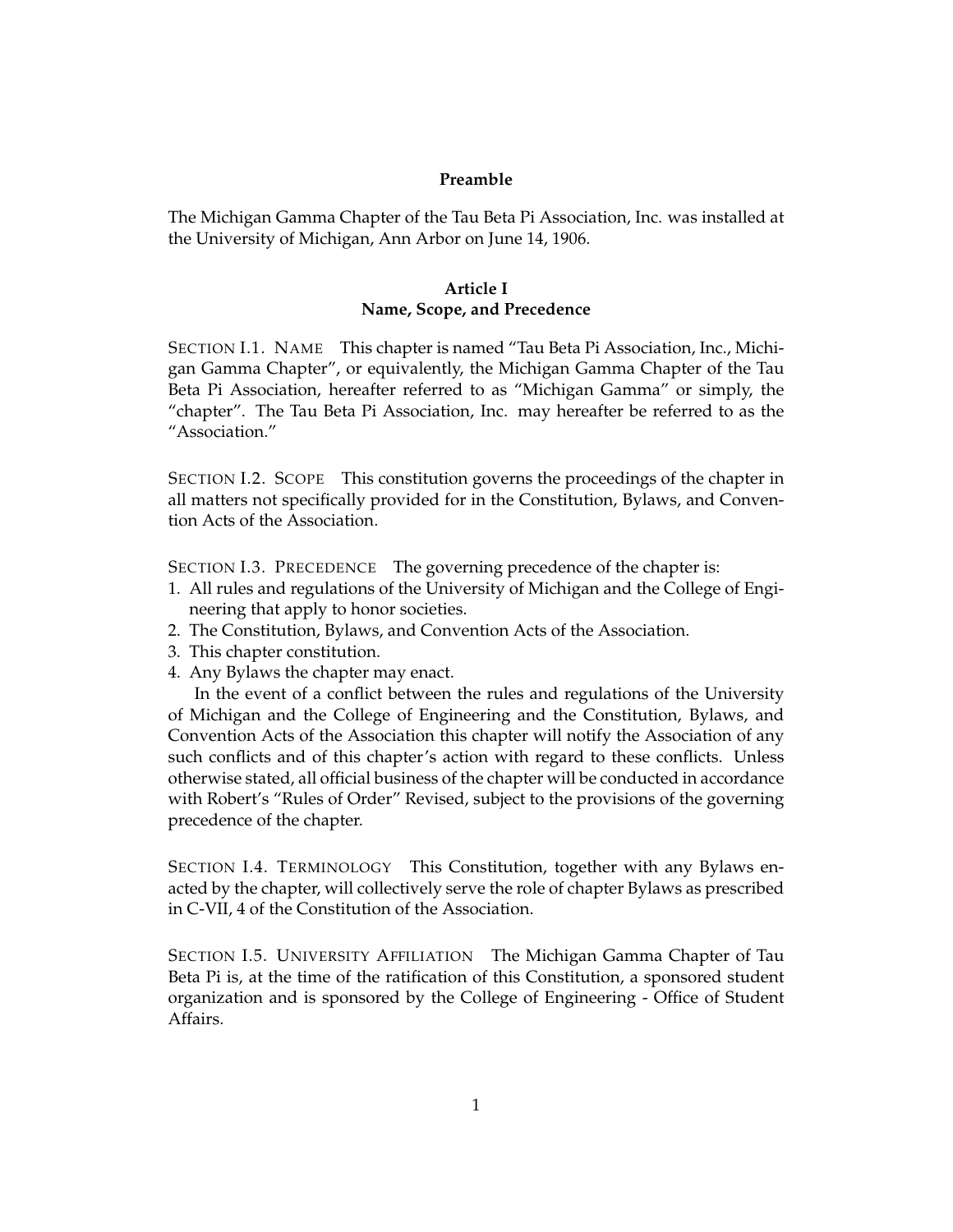## Preamble

The Michigan Gamma Chapter of the Tau Beta Pi Association, Inc. was installed at the University of Michigan, Ann Arbor on June 14, 1906.

## Article I
## Name, Scope, and Precedence

SECTION I.1. NAME This chapter is named "Tau Beta Pi Association, Inc., Michigan Gamma Chapter", or equivalently, the Michigan Gamma Chapter of the Tau Beta Pi Association, hereafter referred to as "Michigan Gamma" or simply, the "chapter". The Tau Beta Pi Association, Inc. may hereafter be referred to as the "Association."

SECTION I.2. SCOPE This constitution governs the proceedings of the chapter in all matters not specifically provided for in the Constitution, Bylaws, and Convention Acts of the Association.

SECTION I.3. PRECEDENCE The governing precedence of the chapter is:

1. All rules and regulations of the University of Michigan and the College of Engineering that apply to honor societies.
2. The Constitution, Bylaws, and Convention Acts of the Association.
3. This chapter constitution.
4. Any Bylaws the chapter may enact.

In the event of a conflict between the rules and regulations of the University of Michigan and the College of Engineering and the Constitution, Bylaws, and Convention Acts of the Association this chapter will notify the Association of any such conflicts and of this chapter's action with regard to these conflicts. Unless otherwise stated, all official business of the chapter will be conducted in accordance with Robert's "Rules of Order" Revised, subject to the provisions of the governing precedence of the chapter.

SECTION I.4. TERMINOLOGY This Constitution, together with any Bylaws enacted by the chapter, will collectively serve the role of chapter Bylaws as prescribed in C-VII, 4 of the Constitution of the Association.

SECTION I.5. UNIVERSITY AFFILIATION The Michigan Gamma Chapter of Tau Beta Pi is, at the time of the ratification of this Constitution, a sponsored student organization and is sponsored by the College of Engineering - Office of Student Affairs.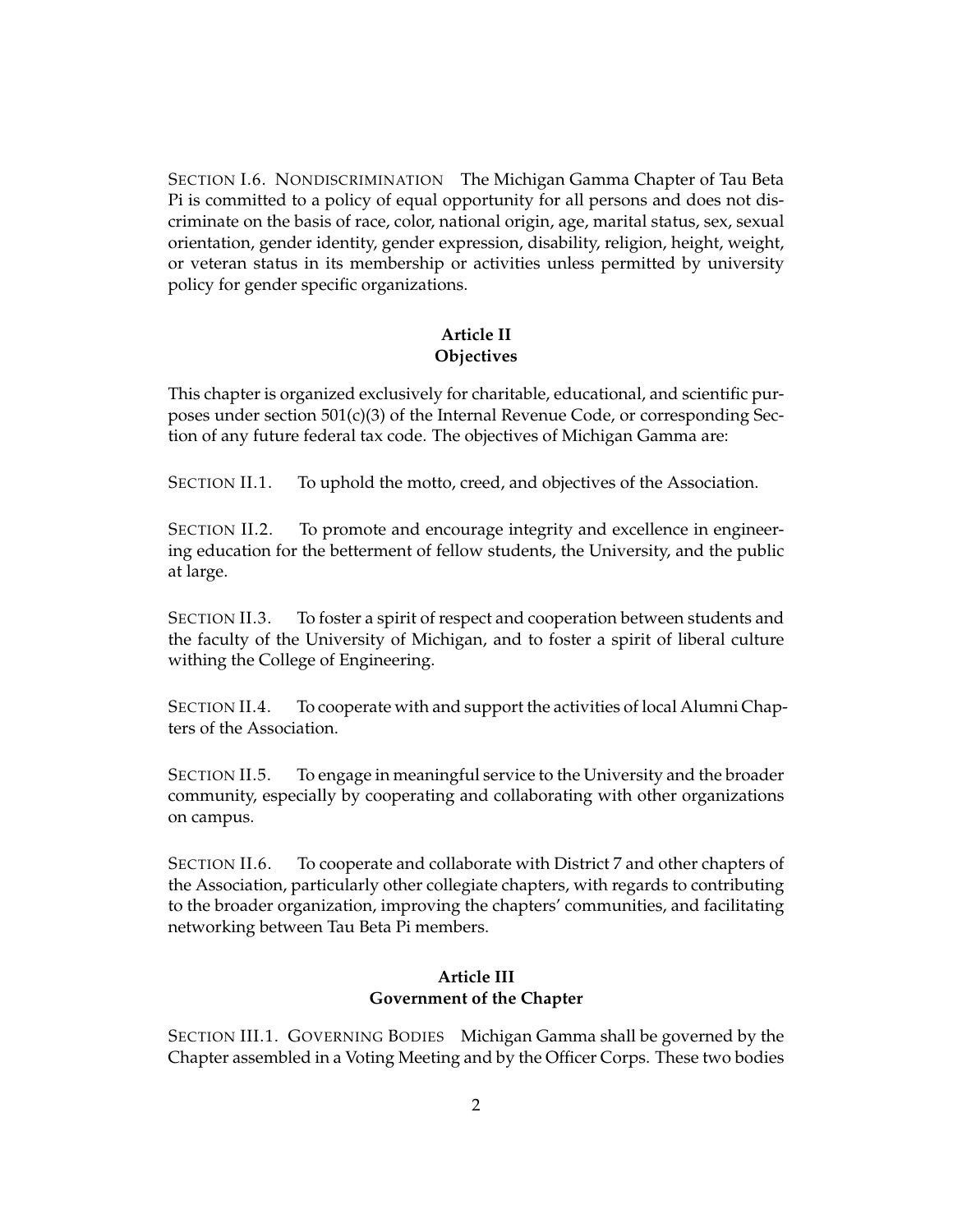SECTION I.6. NONDISCRIMINATION The Michigan Gamma Chapter of Tau Beta Pi is committed to a policy of equal opportunity for all persons and does not discriminate on the basis of race, color, national origin, age, marital status, sex, sexual orientation, gender identity, gender expression, disability, religion, height, weight, or veteran status in its membership or activities unless permitted by university policy for gender specific organizations.

## Article II
## Objectives

This chapter is organized exclusively for charitable, educational, and scientific purposes under section 501(c)(3) of the Internal Revenue Code, or corresponding Section of any future federal tax code. The objectives of Michigan Gamma are:

SECTION II.1. To uphold the motto, creed, and objectives of the Association.

SECTION II.2. To promote and encourage integrity and excellence in engineering education for the betterment of fellow students, the University, and the public at large.

SECTION II.3. To foster a spirit of respect and cooperation between students and the faculty of the University of Michigan, and to foster a spirit of liberal culture withing the College of Engineering.

SECTION II.4. To cooperate with and support the activities of local Alumni Chapters of the Association.

SECTION II.5. To engage in meaningful service to the University and the broader community, especially by cooperating and collaborating with other organizations on campus.

SECTION II.6. To cooperate and collaborate with District 7 and other chapters of the Association, particularly other collegiate chapters, with regards to contributing to the broader organization, improving the chapters' communities, and facilitating networking between Tau Beta Pi members.

## Article III
## Government of the Chapter

SECTION III.1. GOVERNING BODIES Michigan Gamma shall be governed by the Chapter assembled in a Voting Meeting and by the Officer Corps. These two bodies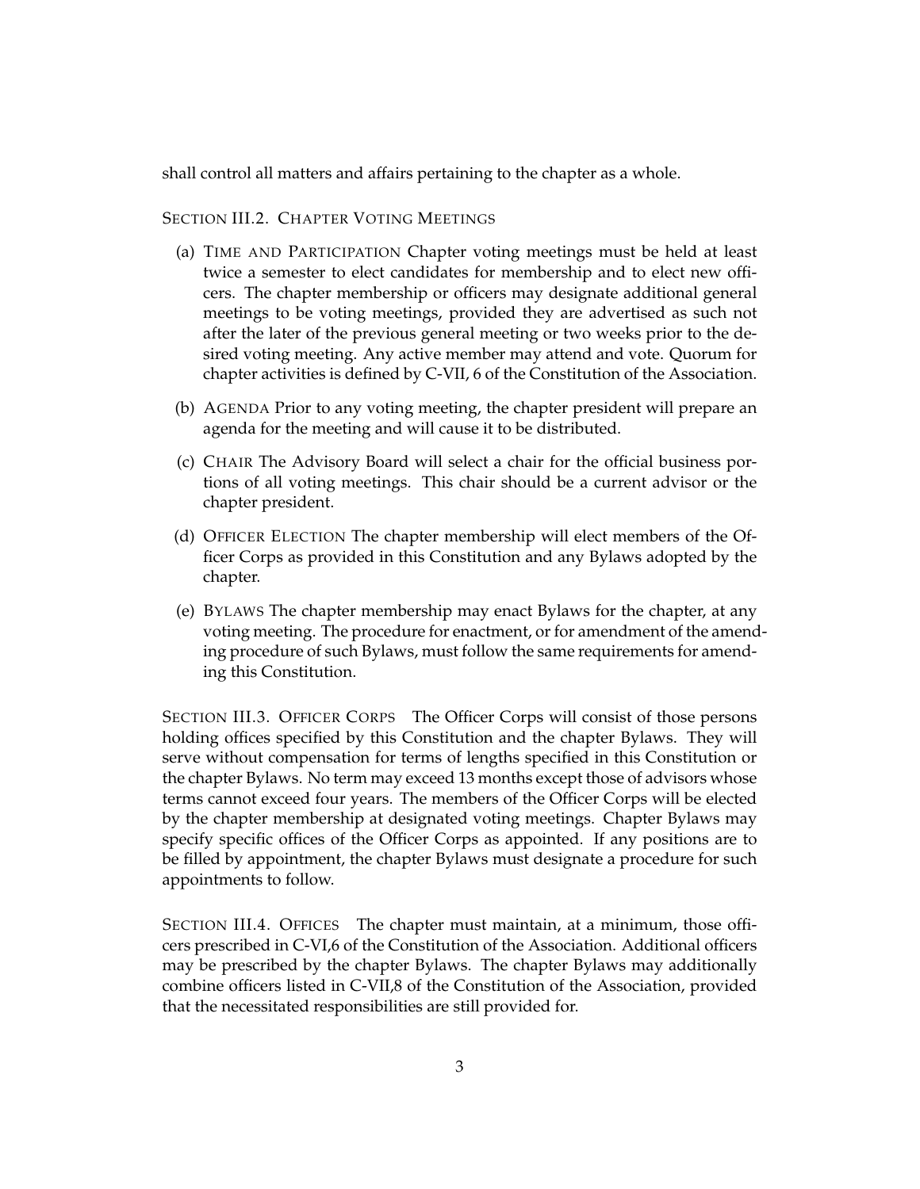shall control all matters and affairs pertaining to the chapter as a whole.

### Section III.2. Chapter Voting Meetings

(a) Time and Participation Chapter voting meetings must be held at least twice a semester to elect candidates for membership and to elect new officers. The chapter membership or officers may designate additional general meetings to be voting meetings, provided they are advertised as such not after the later of the previous general meeting or two weeks prior to the desired voting meeting. Any active member may attend and vote. Quorum for chapter activities is defined by C-VII, 6 of the Constitution of the Association.

(b) Agenda Prior to any voting meeting, the chapter president will prepare an agenda for the meeting and will cause it to be distributed.

(c) Chair The Advisory Board will select a chair for the official business portions of all voting meetings. This chair should be a current advisor or the chapter president.

(d) Officer Election The chapter membership will elect members of the Officer Corps as provided in this Constitution and any Bylaws adopted by the chapter.

(e) Bylaws The chapter membership may enact Bylaws for the chapter, at any voting meeting. The procedure for enactment, or for amendment of the amending procedure of such Bylaws, must follow the same requirements for amending this Constitution.

**Section III.3. Officer Corps** The Officer Corps will consist of those persons holding offices specified by this Constitution and the chapter Bylaws. They will serve without compensation for terms of lengths specified in this Constitution or the chapter Bylaws. No term may exceed 13 months except those of advisors whose terms cannot exceed four years. The members of the Officer Corps will be elected by the chapter membership at designated voting meetings. Chapter Bylaws may specify specific offices of the Officer Corps as appointed. If any positions are to be filled by appointment, the chapter Bylaws must designate a procedure for such appointments to follow.

**Section III.4. Offices** The chapter must maintain, at a minimum, those officers prescribed in C-VI,6 of the Constitution of the Association. Additional officers may be prescribed by the chapter Bylaws. The chapter Bylaws may additionally combine officers listed in C-VII,8 of the Constitution of the Association, provided that the necessitated responsibilities are still provided for.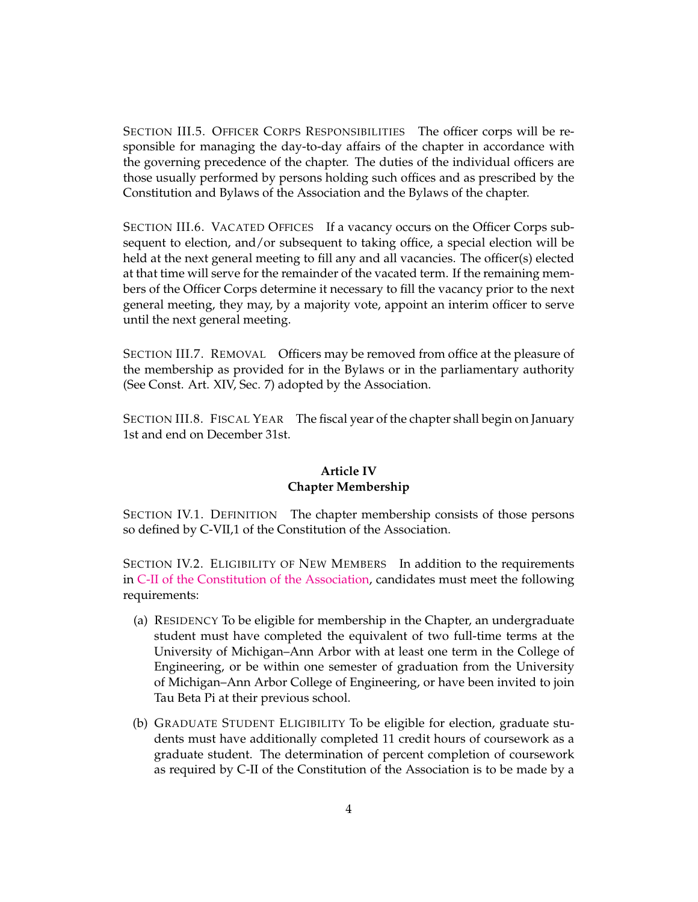**Section III.5. Officer Corps Responsibilities** The officer corps will be responsible for managing the day-to-day affairs of the chapter in accordance with the governing precedence of the chapter. The duties of the individual officers are those usually performed by persons holding such offices and as prescribed by the Constitution and Bylaws of the Association and the Bylaws of the chapter.

**Section III.6. Vacated Offices** If a vacancy occurs on the Officer Corps subsequent to election, and/or subsequent to taking office, a special election will be held at the next general meeting to fill any and all vacancies. The officer(s) elected at that time will serve for the remainder of the vacated term. If the remaining members of the Officer Corps determine it necessary to fill the vacancy prior to the next general meeting, they may, by a majority vote, appoint an interim officer to serve until the next general meeting.

**Section III.7. Removal** Officers may be removed from office at the pleasure of the membership as provided for in the Bylaws or in the parliamentary authority (See Const. Art. XIV, Sec. 7) adopted by the Association.

**Section III.8. Fiscal Year** The fiscal year of the chapter shall begin on January 1st and end on December 31st.

## Article IV
## Chapter Membership

**Section IV.1. Definition** The chapter membership consists of those persons so defined by C-VII,1 of the Constitution of the Association.

**Section IV.2. Eligibility of New Members** In addition to the requirements in C-II of the Constitution of the Association, candidates must meet the following requirements:

(a) Residency To be eligible for membership in the Chapter, an undergraduate student must have completed the equivalent of two full-time terms at the University of Michigan–Ann Arbor with at least one term in the College of Engineering, or be within one semester of graduation from the University of Michigan–Ann Arbor College of Engineering, or have been invited to join Tau Beta Pi at their previous school.

(b) Graduate Student Eligibility To be eligible for election, graduate students must have additionally completed 11 credit hours of coursework as a graduate student. The determination of percent completion of coursework as required by C-II of the Constitution of the Association is to be made by a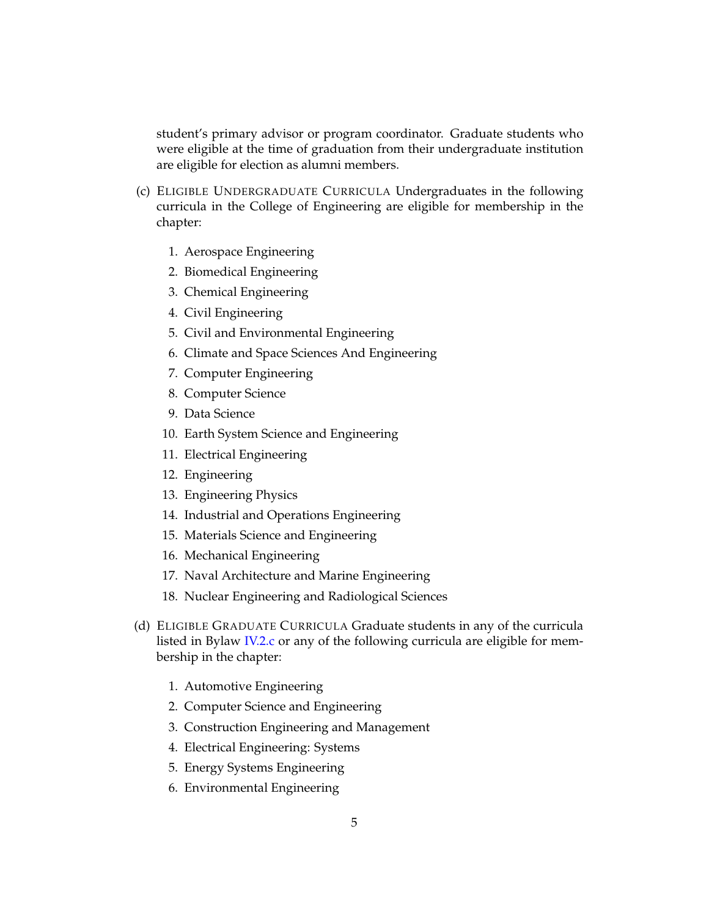student's primary advisor or program coordinator. Graduate students who were eligible at the time of graduation from their undergraduate institution are eligible for election as alumni members.

(c) Eligible Undergraduate Curricula Undergraduates in the following curricula in the College of Engineering are eligible for membership in the chapter:

1. Aerospace Engineering
2. Biomedical Engineering
3. Chemical Engineering
4. Civil Engineering
5. Civil and Environmental Engineering
6. Climate and Space Sciences And Engineering
7. Computer Engineering
8. Computer Science
9. Data Science
10. Earth System Science and Engineering
11. Electrical Engineering
12. Engineering
13. Engineering Physics
14. Industrial and Operations Engineering
15. Materials Science and Engineering
16. Mechanical Engineering
17. Naval Architecture and Marine Engineering
18. Nuclear Engineering and Radiological Sciences

(d) Eligible Graduate Curricula Graduate students in any of the curricula listed in Bylaw IV.2.c or any of the following curricula are eligible for membership in the chapter:

1. Automotive Engineering
2. Computer Science and Engineering
3. Construction Engineering and Management
4. Electrical Engineering: Systems
5. Energy Systems Engineering
6. Environmental Engineering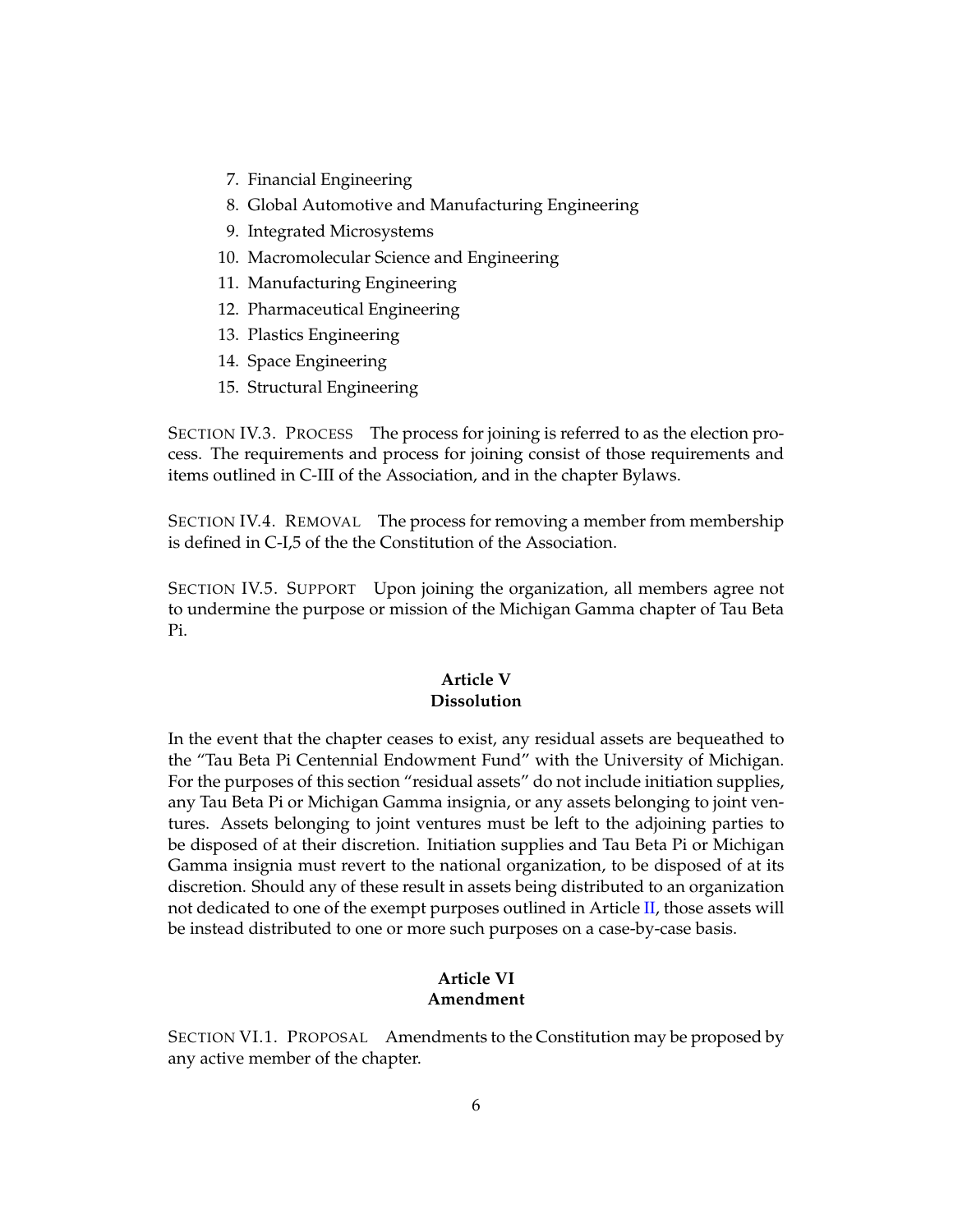7. Financial Engineering
8. Global Automotive and Manufacturing Engineering
9. Integrated Microsystems
10. Macromolecular Science and Engineering
11. Manufacturing Engineering
12. Pharmaceutical Engineering
13. Plastics Engineering
14. Space Engineering
15. Structural Engineering

SECTION IV.3. PROCESS The process for joining is referred to as the election process. The requirements and process for joining consist of those requirements and items outlined in C-III of the Association, and in the chapter Bylaws.

SECTION IV.4. REMOVAL The process for removing a member from membership is defined in C-I,5 of the the Constitution of the Association.

SECTION IV.5. SUPPORT Upon joining the organization, all members agree not to undermine the purpose or mission of the Michigan Gamma chapter of Tau Beta Pi.

## Article V
## Dissolution

In the event that the chapter ceases to exist, any residual assets are bequeathed to the "Tau Beta Pi Centennial Endowment Fund" with the University of Michigan. For the purposes of this section "residual assets" do not include initiation supplies, any Tau Beta Pi or Michigan Gamma insignia, or any assets belonging to joint ventures. Assets belonging to joint ventures must be left to the adjoining parties to be disposed of at their discretion. Initiation supplies and Tau Beta Pi or Michigan Gamma insignia must revert to the national organization, to be disposed of at its discretion. Should any of these result in assets being distributed to an organization not dedicated to one of the exempt purposes outlined in Article II, those assets will be instead distributed to one or more such purposes on a case-by-case basis.

## Article VI
## Amendment

SECTION VI.1. PROPOSAL Amendments to the Constitution may be proposed by any active member of the chapter.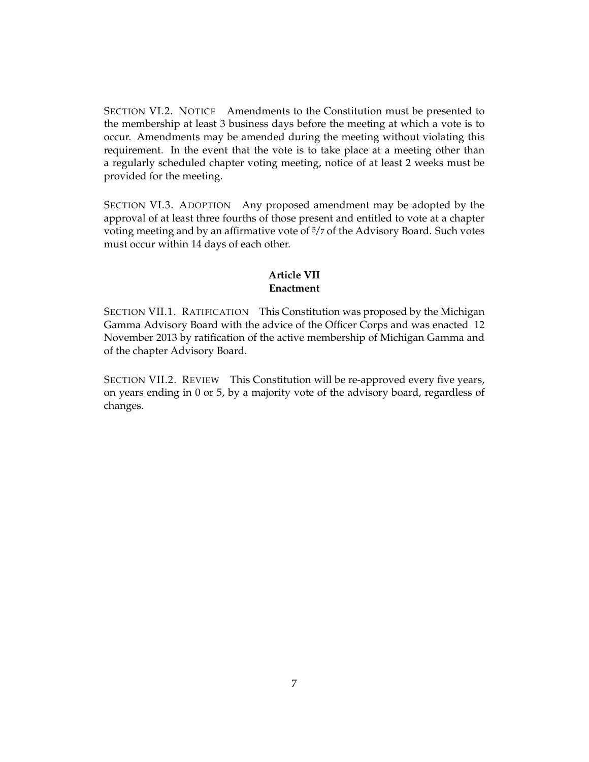SECTION VI.2. NOTICE Amendments to the Constitution must be presented to the membership at least 3 business days before the meeting at which a vote is to occur. Amendments may be amended during the meeting without violating this requirement. In the event that the vote is to take place at a meeting other than a regularly scheduled chapter voting meeting, notice of at least 2 weeks must be provided for the meeting.

SECTION VI.3. ADOPTION Any proposed amendment may be adopted by the approval of at least three fourths of those present and entitled to vote at a chapter voting meeting and by an affirmative vote of 5/7 of the Advisory Board. Such votes must occur within 14 days of each other.

## Article VII
## Enactment

SECTION VII.1. RATIFICATION This Constitution was proposed by the Michigan Gamma Advisory Board with the advice of the Officer Corps and was enacted 12 November 2013 by ratification of the active membership of Michigan Gamma and of the chapter Advisory Board.

SECTION VII.2. REVIEW This Constitution will be re-approved every five years, on years ending in 0 or 5, by a majority vote of the advisory board, regardless of changes.